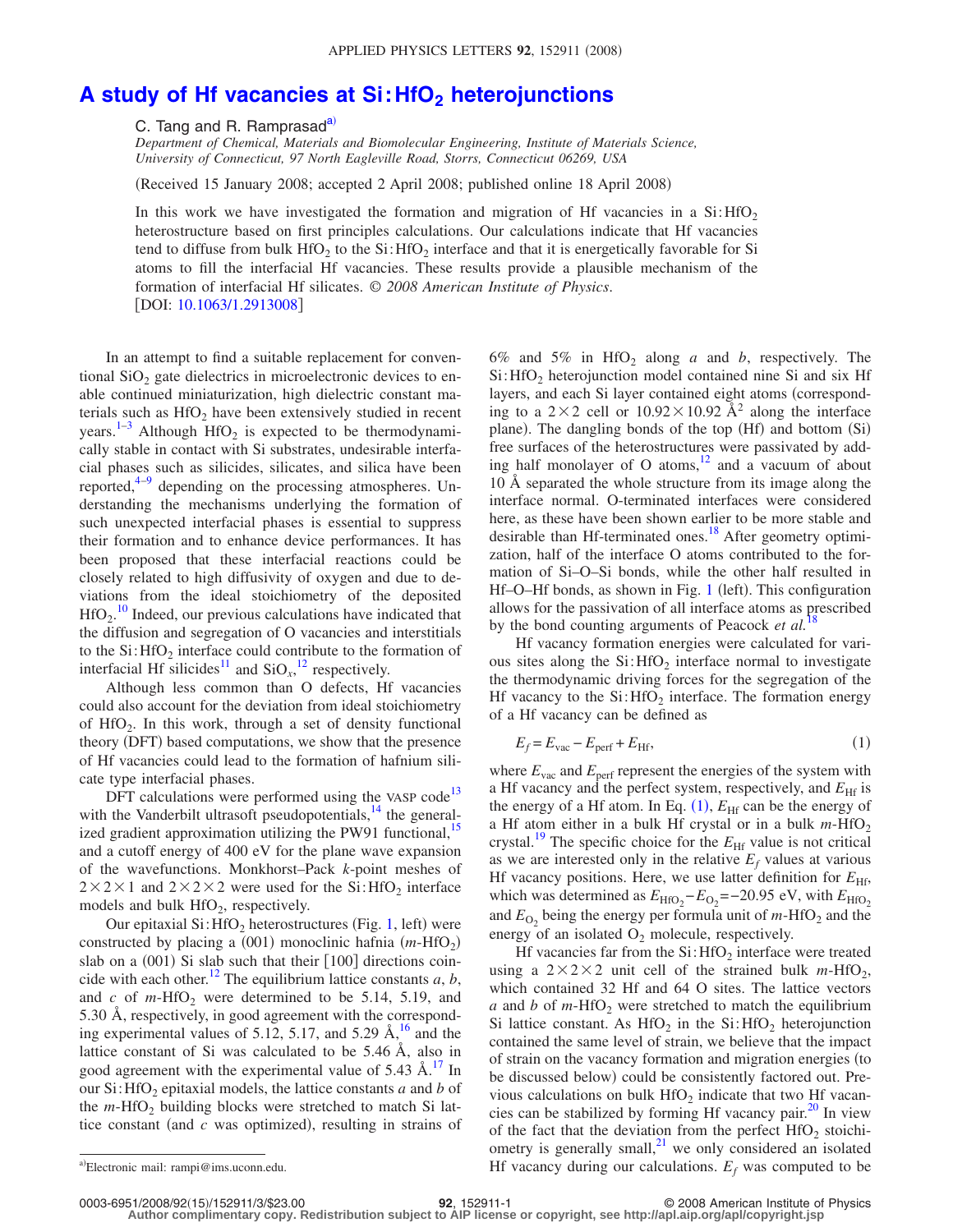# A study of Hf vacancies at $Si:HfO_2$ heterojunctions

C. Tang and R. Ramprasad[a)]

*Department of Chemical, Materials and Biomolecular Engineering, Institute of Materials Science, University of Connecticut, 97 North Eagleville Road, Storrs, Connecticut 06269, USA*

(Received 15 January 2008; accepted 2 April 2008; published online 18 April 2008)

In this work we have investigated the formation and migration of Hf vacancies in a $Si:HfO_2$ heterostructure based on first principles calculations. Our calculations indicate that Hf vacancies tend to diffuse from bulk $HfO_2$ to the $Si:HfO_2$ interface and that it is energetically favorable for Si atoms to fill the interfacial Hf vacancies. These results provide a plausible mechanism of the formation of interfacial Hf silicates. *© 2008 American Institute of Physics.* [DOI: 10.1063/1.2913008]

In an attempt to find a suitable replacement for conventional $SiO_2$ gate dielectrics in microelectronic devices to enable continued miniaturization, high dielectric constant materials such as $HfO_2$ have been extensively studied in recent years.[1–3] Although $HfO_2$ is expected to be thermodynamically stable in contact with Si substrates, undesirable interfacial phases such as silicides, silicates, and silica have been reported,[4–9] depending on the processing atmospheres. Understanding the mechanisms underlying the formation of such unexpected interfacial phases is essential to suppress their formation and to enhance device performances. It has been proposed that these interfacial reactions could be closely related to high diffusivity of oxygen and due to deviations from the ideal stoichiometry of the deposited $HfO_2$.[10] Indeed, our previous calculations have indicated that the diffusion and segregation of O vacancies and interstitials to the $Si:HfO_2$ interface could contribute to the formation of interfacial Hf silicides[11] and $SiO_x$,[12] respectively.

Although less common than O defects, Hf vacancies could also account for the deviation from ideal stoichiometry of $HfO_2$. In this work, through a set of density functional theory (DFT) based computations, we show that the presence of Hf vacancies could lead to the formation of hafnium silicate type interfacial phases.

DFT calculations were performed using the VASP code[13] with the Vanderbilt ultrasoft pseudopotentials,[14] the generalized gradient approximation utilizing the PW91 functional,[15] and a cutoff energy of 400 eV for the plane wave expansion of the wavefunctions. Monkhorst–Pack *k*-point meshes of $2\times2\times1$ and $2\times2\times2$ were used for the $Si:HfO_2$ interface models and bulk $HfO_2$, respectively.

Our epitaxial $Si:HfO_2$ heterostructures (Fig. 1, left) were constructed by placing a (001) monoclinic hafnia ($m$-$HfO_2$) slab on a (001) Si slab such that their [100] directions coincide with each other.[12] The equilibrium lattice constants $a$, $b$, and $c$ of $m$-$HfO_2$ were determined to be 5.14, 5.19, and 5.30 Å, respectively, in good agreement with the corresponding experimental values of 5.12, 5.17, and 5.29 Å,[16] and the lattice constant of Si was calculated to be 5.46 Å, also in good agreement with the experimental value of 5.43 Å.[17] In our $Si:HfO_2$ epitaxial models, the lattice constants $a$ and $b$ of the $m$-$HfO_2$ building blocks were stretched to match Si lattice constant (and $c$ was optimized), resulting in strains of 6% and 5% in $HfO_2$ along $a$ and $b$, respectively. The $Si:HfO_2$ heterojunction model contained nine Si and six Hf layers, and each Si layer contained eight atoms (corresponding to a $2\times2$ cell or $10.92\times10.92$ Å$^2$ along the interface plane). The dangling bonds of the top (Hf) and bottom (Si) free surfaces of the heterostructures were passivated by adding half monolayer of O atoms,[12] and a vacuum of about 10 Å separated the whole structure from its image along the interface normal. O-terminated interfaces were considered here, as these have been shown earlier to be more stable and desirable than Hf-terminated ones.[18] After geometry optimization, half of the interface O atoms contributed to the formation of Si–O–Si bonds, while the other half resulted in Hf–O–Hf bonds, as shown in Fig. 1 (left). This configuration allows for the passivation of all interface atoms as prescribed by the bond counting arguments of Peacock *et al.*[18]

Hf vacancy formation energies were calculated for various sites along the $Si:HfO_2$ interface normal to investigate the thermodynamic driving forces for the segregation of the Hf vacancy to the $Si:HfO_2$ interface. The formation energy of a Hf vacancy can be defined as

$$E_f = E_{\mathrm{vac}} - E_{\mathrm{perf}} + E_{\mathrm{Hf}}, \tag{1}$$

where $E_{\mathrm{vac}}$ and $E_{\mathrm{perf}}$ represent the energies of the system with a Hf vacancy and the perfect system, respectively, and $E_{\mathrm{Hf}}$ is the energy of a Hf atom. In Eq. (1), $E_{\mathrm{Hf}}$ can be the energy of a Hf atom either in a bulk Hf crystal or in a bulk $m$-$HfO_2$ crystal.[19] The specific choice for the $E_{\mathrm{Hf}}$ value is not critical as we are interested only in the relative $E_f$ values at various Hf vacancy positions. Here, we use latter definition for $E_{\mathrm{Hf}}$, which was determined as $E_{\mathrm{HfO_2}} - E_{\mathrm{O_2}} = -20.95$ eV, with $E_{\mathrm{HfO_2}}$ and $E_{\mathrm{O_2}}$ being the energy per formula unit of $m$-$HfO_2$ and the energy of an isolated $O_2$ molecule, respectively.

Hf vacancies far from the $Si:HfO_2$ interface were treated using a $2\times2\times2$ unit cell of the strained bulk $m$-$HfO_2$, which contained 32 Hf and 64 O sites. The lattice vectors $a$ and $b$ of $m$-$HfO_2$ were stretched to match the equilibrium Si lattice constant. As $HfO_2$ in the $Si:HfO_2$ heterojunction contained the same level of strain, we believe that the impact of strain on the vacancy formation and migration energies (to be discussed below) could be consistently factored out. Previous calculations on bulk $HfO_2$ indicate that two Hf vacancies can be stabilized by forming Hf vacancy pair.[20] In view of the fact that the deviation from the perfect $HfO_2$ stoichiometry is generally small,[21] we only considered an isolated Hf vacancy during our calculations. $E_f$ was computed to be

a)Electronic mail: rampi@ims.uconn.edu.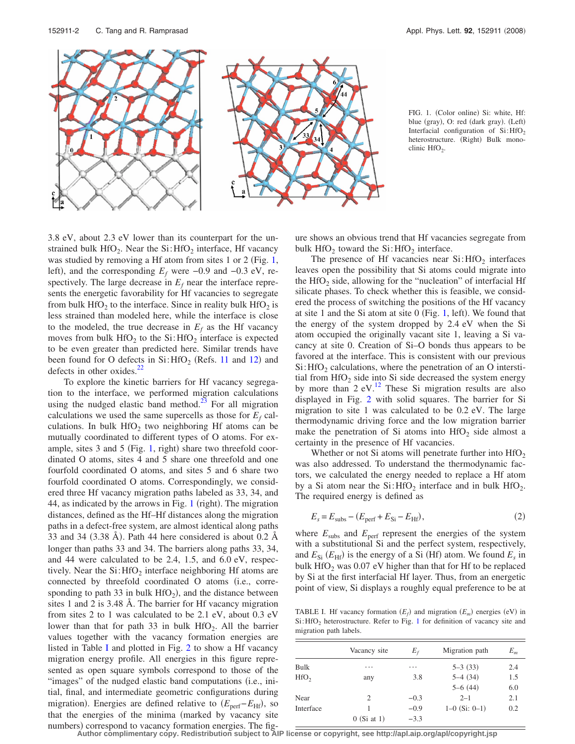FIG. 1. (Color online) Si: white, Hf: blue (gray), O: red (dark gray). (Left) Interfacial configuration of Si:$HfO_2$ heterostructure. (Right) Bulk monoclinic $HfO_2$.

3.8 eV, about 2.3 eV lower than its counterpart for the unstrained bulk $HfO_2$. Near the Si:$HfO_2$ interface, Hf vacancy was studied by removing a Hf atom from sites 1 or 2 (Fig. 1, left), and the corresponding $E_f$ were −0.9 and −0.3 eV, respectively. The large decrease in $E_f$ near the interface represents the energetic favorability for Hf vacancies to segregate from bulk $HfO_2$ to the interface. Since in reality bulk $HfO_2$ is less strained than modeled here, while the interface is close to the modeled, the true decrease in $E_f$ as the Hf vacancy moves from bulk $HfO_2$ to the Si:$HfO_2$ interface is expected to be even greater than predicted here. Similar trends have been found for O defects in Si:$HfO_2$ (Refs. 11 and 12) and defects in other oxides.[22]

To explore the kinetic barriers for Hf vacancy segregation to the interface, we performed migration calculations using the nudged elastic band method.[23] For all migration calculations we used the same supercells as those for $E_f$ calculations. In bulk $HfO_2$ two neighboring Hf atoms can be mutually coordinated to different types of O atoms. For example, sites 3 and 5 (Fig. 1, right) share two threefold coordinated O atoms, sites 4 and 5 share one threefold and one fourfold coordinated O atoms, and sites 5 and 6 share two fourfold coordinated O atoms. Correspondingly, we considered three Hf vacancy migration paths labeled as 33, 34, and 44, as indicated by the arrows in Fig. 1 (right). The migration distances, defined as the Hf–Hf distances along the migration paths in a defect-free system, are almost identical along paths 33 and 34 (3.38 Å). Path 44 here considered is about 0.2 Å longer than paths 33 and 34. The barriers along paths 33, 34, and 44 were calculated to be 2.4, 1.5, and 6.0 eV, respectively. Near the Si:$HfO_2$ interface neighboring Hf atoms are connected by threefold coordinated O atoms (i.e., corresponding to path 33 in bulk $HfO_2$), and the distance between sites 1 and 2 is 3.48 Å. The barrier for Hf vacancy migration from sites 2 to 1 was calculated to be 2.1 eV, about 0.3 eV lower than that for path 33 in bulk $HfO_2$. All the barrier values together with the vacancy formation energies are listed in Table I and plotted in Fig. 2 to show a Hf vacancy migration energy profile. All energies in this figure represented as open square symbols correspond to those of the "images" of the nudged elastic band computations (i.e., initial, final, and intermediate geometric configurations during migration). Energies are defined relative to ($E_{perf}$−$E_{Hf}$), so that the energies of the minima (marked by vacancy site numbers) correspond to vacancy formation energies. The figure shows an obvious trend that Hf vacancies segregate from bulk $HfO_2$ toward the Si:$HfO_2$ interface.

The presence of Hf vacancies near Si:$HfO_2$ interfaces leaves open the possibility that Si atoms could migrate into the $HfO_2$ side, allowing for the "nucleation" of interfacial Hf silicate phases. To check whether this is feasible, we considered the process of switching the positions of the Hf vacancy at site 1 and the Si atom at site 0 (Fig. 1, left). We found that the energy of the system dropped by 2.4 eV when the Si atom occupied the originally vacant site 1, leaving a Si vacancy at site 0. Creation of Si–O bonds thus appears to be favored at the interface. This is consistent with our previous Si:$HfO_2$ calculations, where the penetration of an O interstitial from $HfO_2$ side into Si side decreased the system energy by more than 2 eV.[12] These Si migration results are also displayed in Fig. 2 with solid squares. The barrier for Si migration to site 1 was calculated to be 0.2 eV. The large thermodynamic driving force and the low migration barrier make the penetration of Si atoms into $HfO_2$ side almost a certainty in the presence of Hf vacancies.

Whether or not Si atoms will penetrate further into $HfO_2$ was also addressed. To understand the thermodynamic factors, we calculated the energy needed to replace a Hf atom by a Si atom near the Si:$HfO_2$ interface and in bulk $HfO_2$. The required energy is defined as

$$E_s = E_{subs} - (E_{perf} + E_{Si} - E_{Hf}), \tag{2}$$

where $E_{subs}$ and $E_{perf}$ represent the energies of the system with a substitutional Si and the perfect system, respectively, and $E_{Si}$ ($E_{Hf}$) is the energy of a Si (Hf) atom. We found $E_s$ in bulk $HfO_2$ was 0.07 eV higher than that for Hf to be replaced by Si at the first interfacial Hf layer. Thus, from an energetic point of view, Si displays a roughly equal preference to be at

TABLE I. Hf vacancy formation ($E_f$) and migration ($E_m$) energies (eV) in Si:$HfO_2$ heterostructure. Refer to Fig. 1 for definition of vacancy site and migration path labels.

| | Vacancy site | $E_f$ | Migration path | $E_m$ |
|---|---|---|---|---|
| Bulk | ⋯ | ⋯ | 5–3 (33) | 2.4 |
| $HfO_2$ | any | 3.8 | 5–4 (34) | 1.5 |
| | | | 5–6 (44) | 6.0 |
| Near | 2 | −0.3 | 2–1 | 2.1 |
| Interface | 1 | −0.9 | 1–0 (Si: 0–1) | 0.2 |
| | 0 (Si at 1) | −3.3 | | |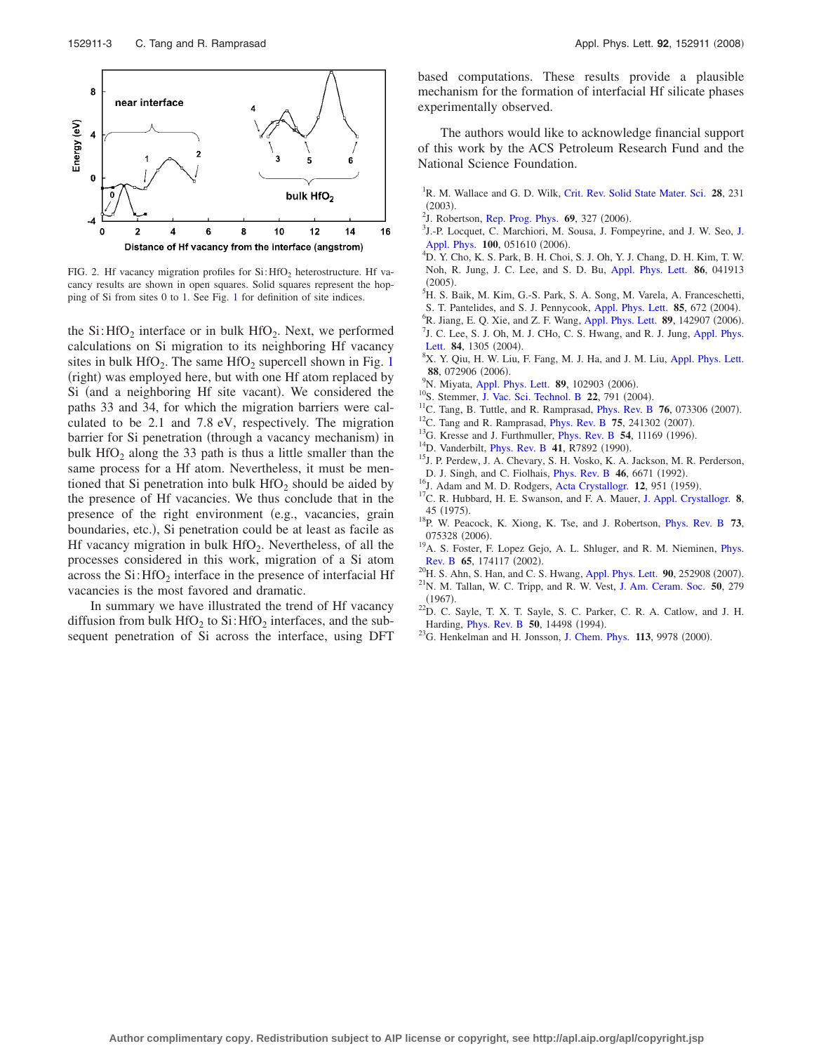near interface

bulk $HfO_2$

Energy (eV)

Distance of Hf vacancy from the interface (angstrom)

8
4
0
-4

0
2
4
6
8
10
12
14
16

0
1
2
3
4
5
6

FIG. 2. Hf vacancy migration profiles for Si:$HfO_2$ heterostructure. Hf vacancy results are shown in open squares. Solid squares represent the hopping of Si from sites 0 to 1. See Fig. 1 for definition of site indices.

the Si:$HfO_2$ interface or in bulk $HfO_2$. Next, we performed calculations on Si migration to its neighboring Hf vacancy sites in bulk $HfO_2$. The same $HfO_2$ supercell shown in Fig. 1 (right) was employed here, but with one Hf atom replaced by Si (and a neighboring Hf site vacant). We considered the paths 33 and 34, for which the migration barriers were calculated to be 2.1 and 7.8 eV, respectively. The migration barrier for Si penetration (through a vacancy mechanism) in bulk $HfO_2$ along the 33 path is thus a little smaller than the same process for a Hf atom. Nevertheless, it must be mentioned that Si penetration into bulk $HfO_2$ should be aided by the presence of Hf vacancies. We thus conclude that in the presence of the right environment (e.g., vacancies, grain boundaries, etc.), Si penetration could be at least as facile as Hf vacancy migration in bulk $HfO_2$. Nevertheless, of all the processes considered in this work, migration of a Si atom across the Si:$HfO_2$ interface in the presence of interfacial Hf vacancies is the most favored and dramatic.

In summary we have illustrated the trend of Hf vacancy diffusion from bulk $HfO_2$ to Si:$HfO_2$ interfaces, and the subsequent penetration of Si across the interface, using DFT based computations. These results provide a plausible mechanism for the formation of interfacial Hf silicate phases experimentally observed.

The authors would like to acknowledge financial support of this work by the ACS Petroleum Research Fund and the National Science Foundation.

[1] R. M. Wallace and G. D. Wilk, Crit. Rev. Solid State Mater. Sci. **28**, 231 (2003).
[2] J. Robertson, Rep. Prog. Phys. **69**, 327 (2006).
[3] J.-P. Locquet, C. Marchiori, M. Sousa, J. Fompeyrine, and J. W. Seo, J. Appl. Phys. **100**, 051610 (2006).
[4] D. Y. Cho, K. S. Park, B. H. Choi, S. J. Oh, Y. J. Chang, D. H. Kim, T. W. Noh, R. Jung, J. C. Lee, and S. D. Bu, Appl. Phys. Lett. **86**, 041913 (2005).
[5] H. S. Baik, M. Kim, G.-S. Park, S. A. Song, M. Varela, A. Franceschetti, S. T. Pantelides, and S. J. Pennycook, Appl. Phys. Lett. **85**, 672 (2004).
[6] R. Jiang, E. Q. Xie, and Z. F. Wang, Appl. Phys. Lett. **89**, 142907 (2006).
[7] J. C. Lee, S. J. Oh, M. J. CHo, C. S. Hwang, and R. J. Jung, Appl. Phys. Lett. **84**, 1305 (2004).
[8] X. Y. Qiu, H. W. Liu, F. Fang, M. J. Ha, and J. M. Liu, Appl. Phys. Lett. **88**, 072906 (2006).
[9] N. Miyata, Appl. Phys. Lett. **89**, 102903 (2006).
[10] S. Stemmer, J. Vac. Sci. Technol. B **22**, 791 (2004).
[11] C. Tang, B. Tuttle, and R. Ramprasad, Phys. Rev. B **76**, 073306 (2007).
[12] C. Tang and R. Ramprasad, Phys. Rev. B **75**, 241302 (2007).
[13] G. Kresse and J. Furthmuller, Phys. Rev. B **54**, 11169 (1996).
[14] D. Vanderbilt, Phys. Rev. B **41**, R7892 (1990).
[15] J. P. Perdew, J. A. Chevary, S. H. Vosko, K. A. Jackson, M. R. Perderson, D. J. Singh, and C. Fiolhais, Phys. Rev. B **46**, 6671 (1992).
[16] J. Adam and M. D. Rodgers, Acta Crystallogr. **12**, 951 (1959).
[17] C. R. Hubbard, H. E. Swanson, and F. A. Mauer, J. Appl. Crystallogr. **8**, 45 (1975).
[18] P. W. Peacock, K. Xiong, K. Tse, and J. Robertson, Phys. Rev. B **73**, 075328 (2006).
[19] A. S. Foster, F. Lopez Gejo, A. L. Shluger, and R. M. Nieminen, Phys. Rev. B **65**, 174117 (2002).
[20] H. S. Ahn, S. Han, and C. S. Hwang, Appl. Phys. Lett. **90**, 252908 (2007).
[21] N. M. Tallan, W. C. Tripp, and R. W. Vest, J. Am. Ceram. Soc. **50**, 279 (1967).
[22] D. C. Sayle, T. X. T. Sayle, S. C. Parker, C. R. A. Catlow, and J. H. Harding, Phys. Rev. B **50**, 14498 (1994).
[23] G. Henkelman and H. Jonsson, J. Chem. Phys. **113**, 9978 (2000).